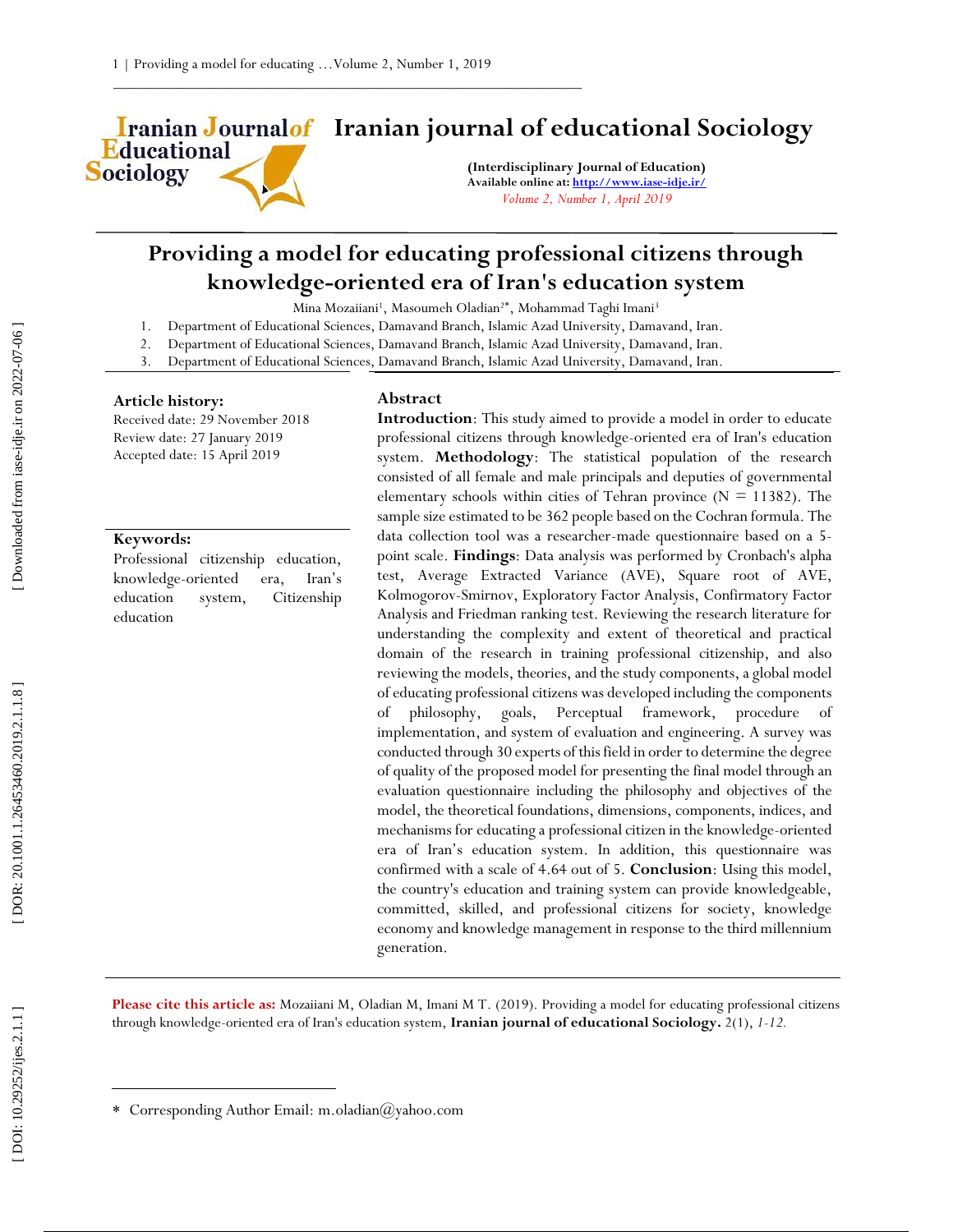# Iranian journal of educational Sociology

**(Interdisciplinary Journal of Education)**
**Available online at: http://www.iase-idje.ir/**
*Volume 2, Number 1, April 2019*

## Providing a model for educating professional citizens through knowledge-oriented era of Iran's education system

Mina Mozaiiani[1], Masoumeh Oladian[2*], Mohammad Taghi Imani[3]

1. Department of Educational Sciences, Damavand Branch, Islamic Azad University, Damavand, Iran.
2. Department of Educational Sciences, Damavand Branch, Islamic Azad University, Damavand, Iran.
3. Department of Educational Sciences, Damavand Branch, Islamic Azad University, Damavand, Iran.

**Article history:**
Received date: 29 November 2018
Review date: 27 January 2019
Accepted date: 15 April 2019

**Keywords:**
Professional citizenship education, knowledge-oriented era, Iran's education system, Citizenship education

### Abstract

**Introduction**: This study aimed to provide a model in order to educate professional citizens through knowledge-oriented era of Iran's education system. **Methodology**: The statistical population of the research consisted of all female and male principals and deputies of governmental elementary schools within cities of Tehran province (N = 11382). The sample size estimated to be 362 people based on the Cochran formula. The data collection tool was a researcher-made questionnaire based on a 5-point scale. **Findings**: Data analysis was performed by Cronbach's alpha test, Average Extracted Variance (AVE), Square root of AVE, Kolmogorov-Smirnov, Exploratory Factor Analysis, Confirmatory Factor Analysis and Friedman ranking test. Reviewing the research literature for understanding the complexity and extent of theoretical and practical domain of the research in training professional citizenship, and also reviewing the models, theories, and the study components, a global model of educating professional citizens was developed including the components of philosophy, goals, Perceptual framework, procedure of implementation, and system of evaluation and engineering. A survey was conducted through 30 experts of this field in order to determine the degree of quality of the proposed model for presenting the final model through an evaluation questionnaire including the philosophy and objectives of the model, the theoretical foundations, dimensions, components, indices, and mechanisms for educating a professional citizen in the knowledge-oriented era of Iran's education system. In addition, this questionnaire was confirmed with a scale of 4.64 out of 5. **Conclusion**: Using this model, the country's education and training system can provide knowledgeable, committed, skilled, and professional citizens for society, knowledge economy and knowledge management in response to the third millennium generation.

**Please cite this article as:** Mozaiiani M, Oladian M, Imani M T. (2019). Providing a model for educating professional citizens through knowledge-oriented era of Iran's education system, **Iranian journal of educational Sociology.** 2(1), *1-12.*

* Corresponding Author Email: m.oladian@yahoo.com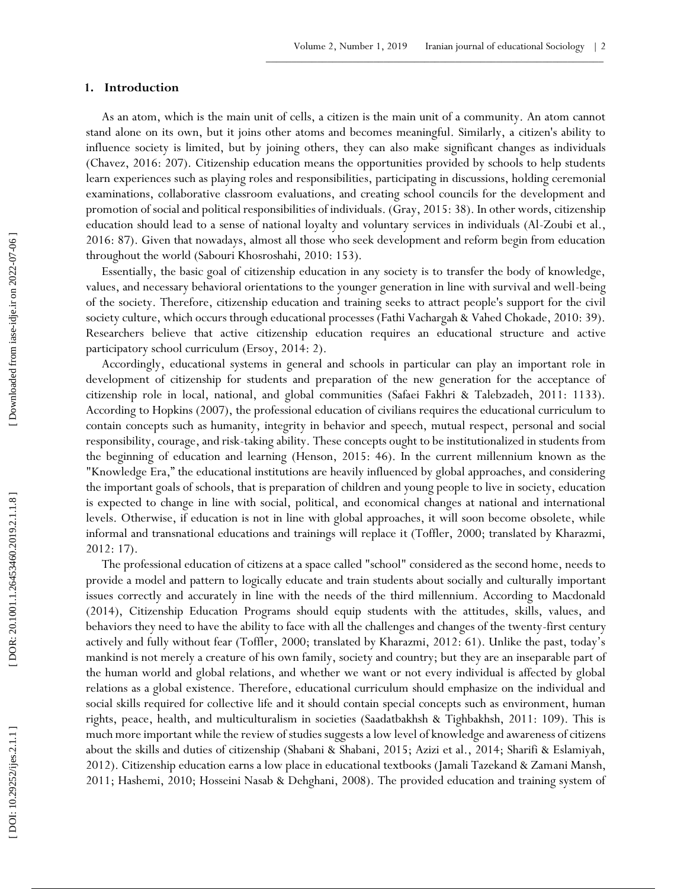## 1. Introduction

As an atom, which is the main unit of cells, a citizen is the main unit of a community. An atom cannot stand alone on its own, but it joins other atoms and becomes meaningful. Similarly, a citizen's ability to influence society is limited, but by joining others, they can also make significant changes as individuals (Chavez, 2016: 207). Citizenship education means the opportunities provided by schools to help students learn experiences such as playing roles and responsibilities, participating in discussions, holding ceremonial examinations, collaborative classroom evaluations, and creating school councils for the development and promotion of social and political responsibilities of individuals. (Gray, 2015: 38). In other words, citizenship education should lead to a sense of national loyalty and voluntary services in individuals (Al-Zoubi et al., 2016: 87). Given that nowadays, almost all those who seek development and reform begin from education throughout the world (Sabouri Khosroshahi, 2010: 153).

Essentially, the basic goal of citizenship education in any society is to transfer the body of knowledge, values, and necessary behavioral orientations to the younger generation in line with survival and well-being of the society. Therefore, citizenship education and training seeks to attract people's support for the civil society culture, which occurs through educational processes (Fathi Vachargah & Vahed Chokade, 2010: 39). Researchers believe that active citizenship education requires an educational structure and active participatory school curriculum (Ersoy, 2014: 2).

Accordingly, educational systems in general and schools in particular can play an important role in development of citizenship for students and preparation of the new generation for the acceptance of citizenship role in local, national, and global communities (Safaei Fakhri & Talebzadeh, 2011: 1133). According to Hopkins (2007), the professional education of civilians requires the educational curriculum to contain concepts such as humanity, integrity in behavior and speech, mutual respect, personal and social responsibility, courage, and risk-taking ability. These concepts ought to be institutionalized in students from the beginning of education and learning (Henson, 2015: 46). In the current millennium known as the "Knowledge Era," the educational institutions are heavily influenced by global approaches, and considering the important goals of schools, that is preparation of children and young people to live in society, education is expected to change in line with social, political, and economical changes at national and international levels. Otherwise, if education is not in line with global approaches, it will soon become obsolete, while informal and transnational educations and trainings will replace it (Toffler, 2000; translated by Kharazmi, 2012: 17).

The professional education of citizens at a space called "school" considered as the second home, needs to provide a model and pattern to logically educate and train students about socially and culturally important issues correctly and accurately in line with the needs of the third millennium. According to Macdonald (2014), Citizenship Education Programs should equip students with the attitudes, skills, values, and behaviors they need to have the ability to face with all the challenges and changes of the twenty-first century actively and fully without fear (Toffler, 2000; translated by Kharazmi, 2012: 61). Unlike the past, today's mankind is not merely a creature of his own family, society and country; but they are an inseparable part of the human world and global relations, and whether we want or not every individual is affected by global relations as a global existence. Therefore, educational curriculum should emphasize on the individual and social skills required for collective life and it should contain special concepts such as environment, human rights, peace, health, and multiculturalism in societies (Saadatbakhsh & Tighbakhsh, 2011: 109). This is much more important while the review of studies suggests a low level of knowledge and awareness of citizens about the skills and duties of citizenship (Shabani & Shabani, 2015; Azizi et al., 2014; Sharifi & Eslamiyah, 2012). Citizenship education earns a low place in educational textbooks (Jamali Tazekand & Zamani Mansh, 2011; Hashemi, 2010; Hosseini Nasab & Dehghani, 2008). The provided education and training system of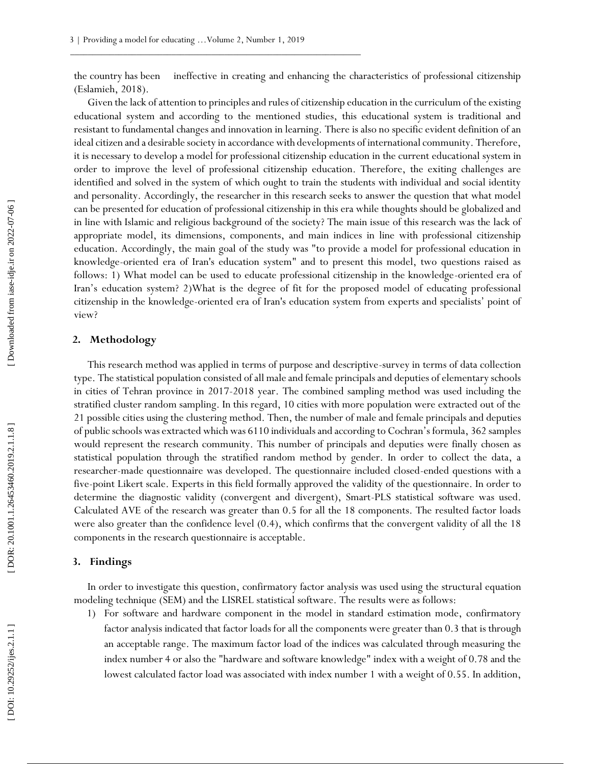the country has been ineffective in creating and enhancing the characteristics of professional citizenship (Eslamieh, 2018).

Given the lack of attention to principles and rules of citizenship education in the curriculum of the existing educational system and according to the mentioned studies, this educational system is traditional and resistant to fundamental changes and innovation in learning. There is also no specific evident definition of an ideal citizen and a desirable society in accordance with developments of international community. Therefore, it is necessary to develop a model for professional citizenship education in the current educational system in order to improve the level of professional citizenship education. Therefore, the exiting challenges are identified and solved in the system of which ought to train the students with individual and social identity and personality. Accordingly, the researcher in this research seeks to answer the question that what model can be presented for education of professional citizenship in this era while thoughts should be globalized and in line with Islamic and religious background of the society? The main issue of this research was the lack of appropriate model, its dimensions, components, and main indices in line with professional citizenship education. Accordingly, the main goal of the study was "to provide a model for professional education in knowledge-oriented era of Iran's education system" and to present this model, two questions raised as follows: 1) What model can be used to educate professional citizenship in the knowledge-oriented era of Iran's education system? 2)What is the degree of fit for the proposed model of educating professional citizenship in the knowledge-oriented era of Iran's education system from experts and specialists' point of view?

## 2. Methodology

This research method was applied in terms of purpose and descriptive-survey in terms of data collection type. The statistical population consisted of all male and female principals and deputies of elementary schools in cities of Tehran province in 2017-2018 year. The combined sampling method was used including the stratified cluster random sampling. In this regard, 10 cities with more population were extracted out of the 21 possible cities using the clustering method. Then, the number of male and female principals and deputies of public schools was extracted which was 6110 individuals and according to Cochran's formula, 362 samples would represent the research community. This number of principals and deputies were finally chosen as statistical population through the stratified random method by gender. In order to collect the data, a researcher-made questionnaire was developed. The questionnaire included closed-ended questions with a five-point Likert scale. Experts in this field formally approved the validity of the questionnaire. In order to determine the diagnostic validity (convergent and divergent), Smart-PLS statistical software was used. Calculated AVE of the research was greater than 0.5 for all the 18 components. The resulted factor loads were also greater than the confidence level (0.4), which confirms that the convergent validity of all the 18 components in the research questionnaire is acceptable.

## 3. Findings

In order to investigate this question, confirmatory factor analysis was used using the structural equation modeling technique (SEM) and the LISREL statistical software. The results were as follows:

1) For software and hardware component in the model in standard estimation mode, confirmatory factor analysis indicated that factor loads for all the components were greater than 0.3 that is through an acceptable range. The maximum factor load of the indices was calculated through measuring the index number 4 or also the "hardware and software knowledge" index with a weight of 0.78 and the lowest calculated factor load was associated with index number 1 with a weight of 0.55. In addition,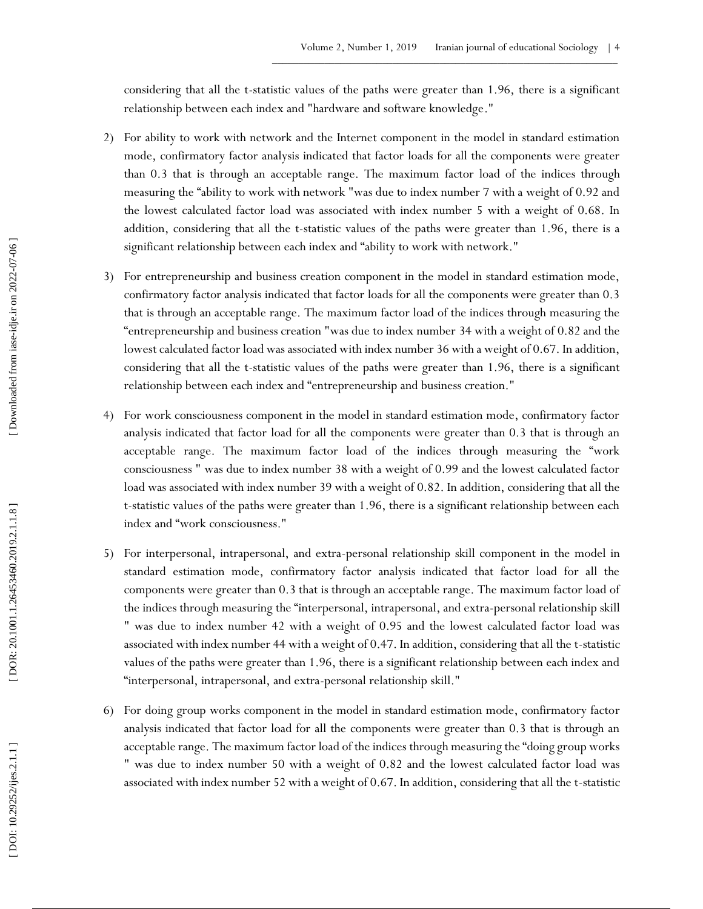considering that all the t-statistic values of the paths were greater than 1.96, there is a significant relationship between each index and "hardware and software knowledge."

2) For ability to work with network and the Internet component in the model in standard estimation mode, confirmatory factor analysis indicated that factor loads for all the components were greater than 0.3 that is through an acceptable range. The maximum factor load of the indices through measuring the "ability to work with network "was due to index number 7 with a weight of 0.92 and the lowest calculated factor load was associated with index number 5 with a weight of 0.68. In addition, considering that all the t-statistic values of the paths were greater than 1.96, there is a significant relationship between each index and "ability to work with network."

3) For entrepreneurship and business creation component in the model in standard estimation mode, confirmatory factor analysis indicated that factor loads for all the components were greater than 0.3 that is through an acceptable range. The maximum factor load of the indices through measuring the "entrepreneurship and business creation "was due to index number 34 with a weight of 0.82 and the lowest calculated factor load was associated with index number 36 with a weight of 0.67. In addition, considering that all the t-statistic values of the paths were greater than 1.96, there is a significant relationship between each index and "entrepreneurship and business creation."

4) For work consciousness component in the model in standard estimation mode, confirmatory factor analysis indicated that factor load for all the components were greater than 0.3 that is through an acceptable range. The maximum factor load of the indices through measuring the "work consciousness " was due to index number 38 with a weight of 0.99 and the lowest calculated factor load was associated with index number 39 with a weight of 0.82. In addition, considering that all the t-statistic values of the paths were greater than 1.96, there is a significant relationship between each index and "work consciousness."

5) For interpersonal, intrapersonal, and extra-personal relationship skill component in the model in standard estimation mode, confirmatory factor analysis indicated that factor load for all the components were greater than 0.3 that is through an acceptable range. The maximum factor load of the indices through measuring the "interpersonal, intrapersonal, and extra-personal relationship skill " was due to index number 42 with a weight of 0.95 and the lowest calculated factor load was associated with index number 44 with a weight of 0.47. In addition, considering that all the t-statistic values of the paths were greater than 1.96, there is a significant relationship between each index and "interpersonal, intrapersonal, and extra-personal relationship skill."

6) For doing group works component in the model in standard estimation mode, confirmatory factor analysis indicated that factor load for all the components were greater than 0.3 that is through an acceptable range. The maximum factor load of the indices through measuring the "doing group works " was due to index number 50 with a weight of 0.82 and the lowest calculated factor load was associated with index number 52 with a weight of 0.67. In addition, considering that all the t-statistic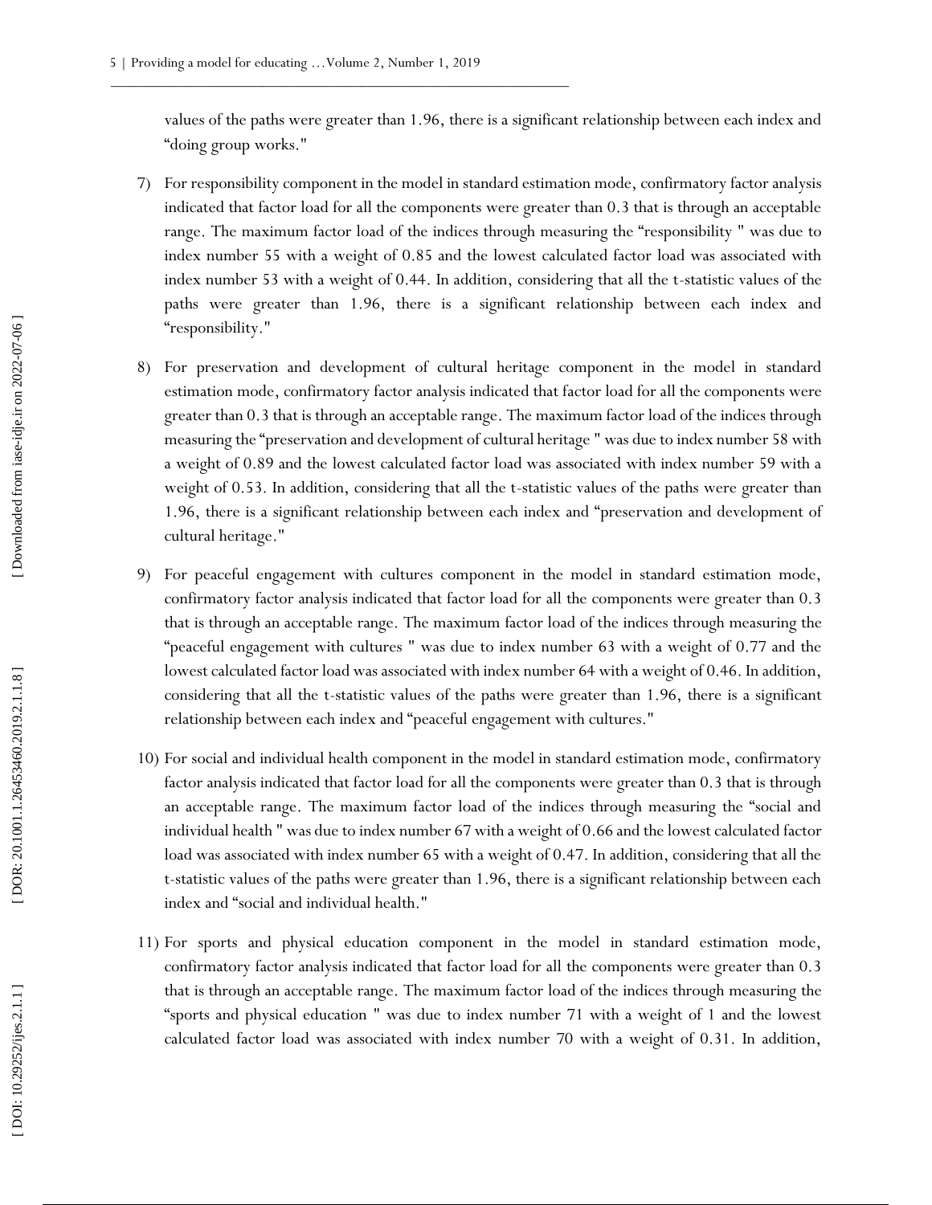values of the paths were greater than 1.96, there is a significant relationship between each index and "doing group works."

7) For responsibility component in the model in standard estimation mode, confirmatory factor analysis indicated that factor load for all the components were greater than 0.3 that is through an acceptable range. The maximum factor load of the indices through measuring the "responsibility " was due to index number 55 with a weight of 0.85 and the lowest calculated factor load was associated with index number 53 with a weight of 0.44. In addition, considering that all the t-statistic values of the paths were greater than 1.96, there is a significant relationship between each index and "responsibility."

8) For preservation and development of cultural heritage component in the model in standard estimation mode, confirmatory factor analysis indicated that factor load for all the components were greater than 0.3 that is through an acceptable range. The maximum factor load of the indices through measuring the "preservation and development of cultural heritage " was due to index number 58 with a weight of 0.89 and the lowest calculated factor load was associated with index number 59 with a weight of 0.53. In addition, considering that all the t-statistic values of the paths were greater than 1.96, there is a significant relationship between each index and "preservation and development of cultural heritage."

9) For peaceful engagement with cultures component in the model in standard estimation mode, confirmatory factor analysis indicated that factor load for all the components were greater than 0.3 that is through an acceptable range. The maximum factor load of the indices through measuring the "peaceful engagement with cultures " was due to index number 63 with a weight of 0.77 and the lowest calculated factor load was associated with index number 64 with a weight of 0.46. In addition, considering that all the t-statistic values of the paths were greater than 1.96, there is a significant relationship between each index and "peaceful engagement with cultures."

10) For social and individual health component in the model in standard estimation mode, confirmatory factor analysis indicated that factor load for all the components were greater than 0.3 that is through an acceptable range. The maximum factor load of the indices through measuring the "social and individual health " was due to index number 67 with a weight of 0.66 and the lowest calculated factor load was associated with index number 65 with a weight of 0.47. In addition, considering that all the t-statistic values of the paths were greater than 1.96, there is a significant relationship between each index and "social and individual health."

11) For sports and physical education component in the model in standard estimation mode, confirmatory factor analysis indicated that factor load for all the components were greater than 0.3 that is through an acceptable range. The maximum factor load of the indices through measuring the "sports and physical education " was due to index number 71 with a weight of 1 and the lowest calculated factor load was associated with index number 70 with a weight of 0.31. In addition,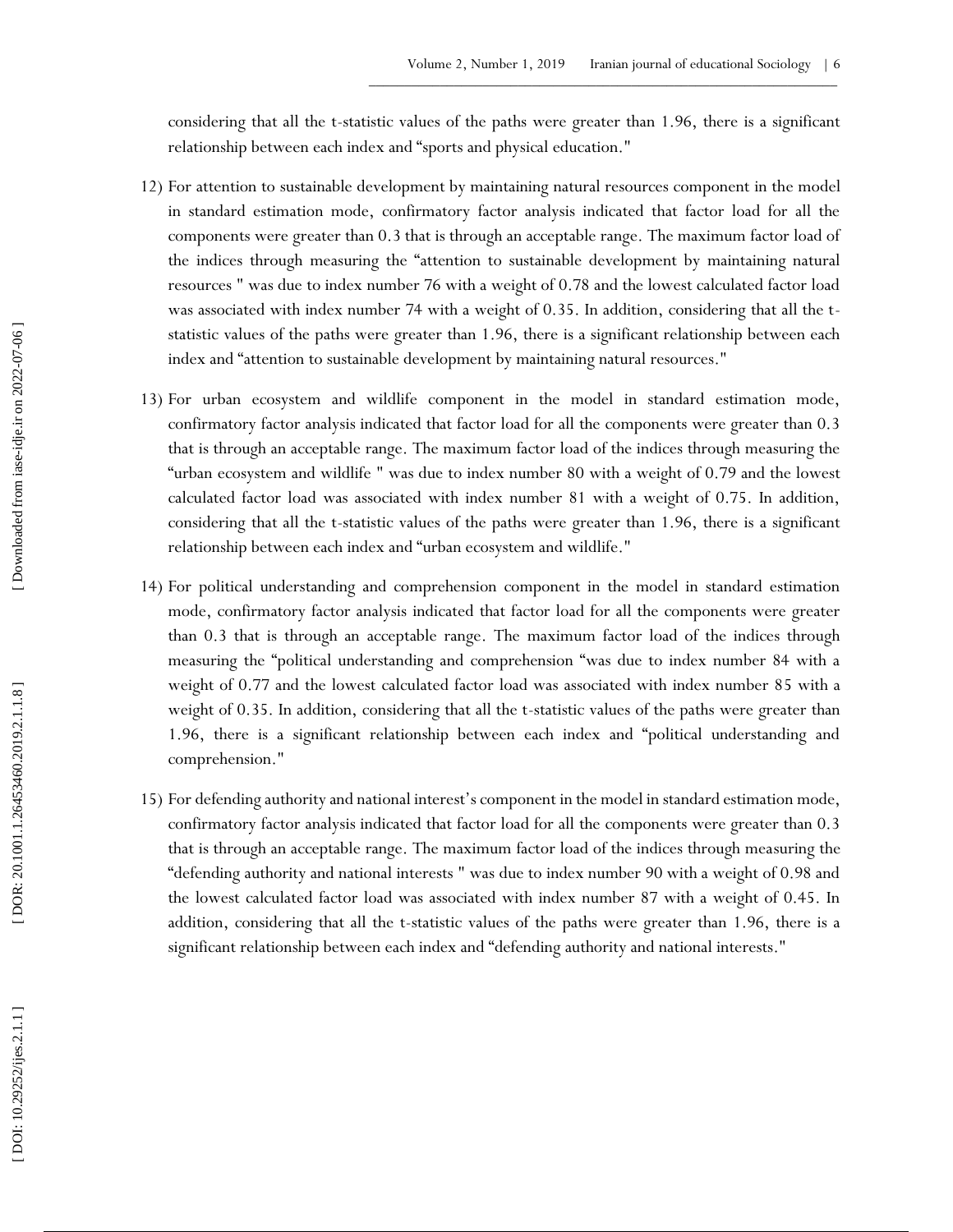considering that all the t-statistic values of the paths were greater than 1.96, there is a significant relationship between each index and “sports and physical education."

12) For attention to sustainable development by maintaining natural resources component in the model in standard estimation mode, confirmatory factor analysis indicated that factor load for all the components were greater than 0.3 that is through an acceptable range. The maximum factor load of the indices through measuring the “attention to sustainable development by maintaining natural resources " was due to index number 76 with a weight of 0.78 and the lowest calculated factor load was associated with index number 74 with a weight of 0.35. In addition, considering that all the t-statistic values of the paths were greater than 1.96, there is a significant relationship between each index and “attention to sustainable development by maintaining natural resources."

13) For urban ecosystem and wildlife component in the model in standard estimation mode, confirmatory factor analysis indicated that factor load for all the components were greater than 0.3 that is through an acceptable range. The maximum factor load of the indices through measuring the “urban ecosystem and wildlife " was due to index number 80 with a weight of 0.79 and the lowest calculated factor load was associated with index number 81 with a weight of 0.75. In addition, considering that all the t-statistic values of the paths were greater than 1.96, there is a significant relationship between each index and “urban ecosystem and wildlife."

14) For political understanding and comprehension component in the model in standard estimation mode, confirmatory factor analysis indicated that factor load for all the components were greater than 0.3 that is through an acceptable range. The maximum factor load of the indices through measuring the “political understanding and comprehension “was due to index number 84 with a weight of 0.77 and the lowest calculated factor load was associated with index number 85 with a weight of 0.35. In addition, considering that all the t-statistic values of the paths were greater than 1.96, there is a significant relationship between each index and “political understanding and comprehension."

15) For defending authority and national interest’s component in the model in standard estimation mode, confirmatory factor analysis indicated that factor load for all the components were greater than 0.3 that is through an acceptable range. The maximum factor load of the indices through measuring the “defending authority and national interests " was due to index number 90 with a weight of 0.98 and the lowest calculated factor load was associated with index number 87 with a weight of 0.45. In addition, considering that all the t-statistic values of the paths were greater than 1.96, there is a significant relationship between each index and “defending authority and national interests."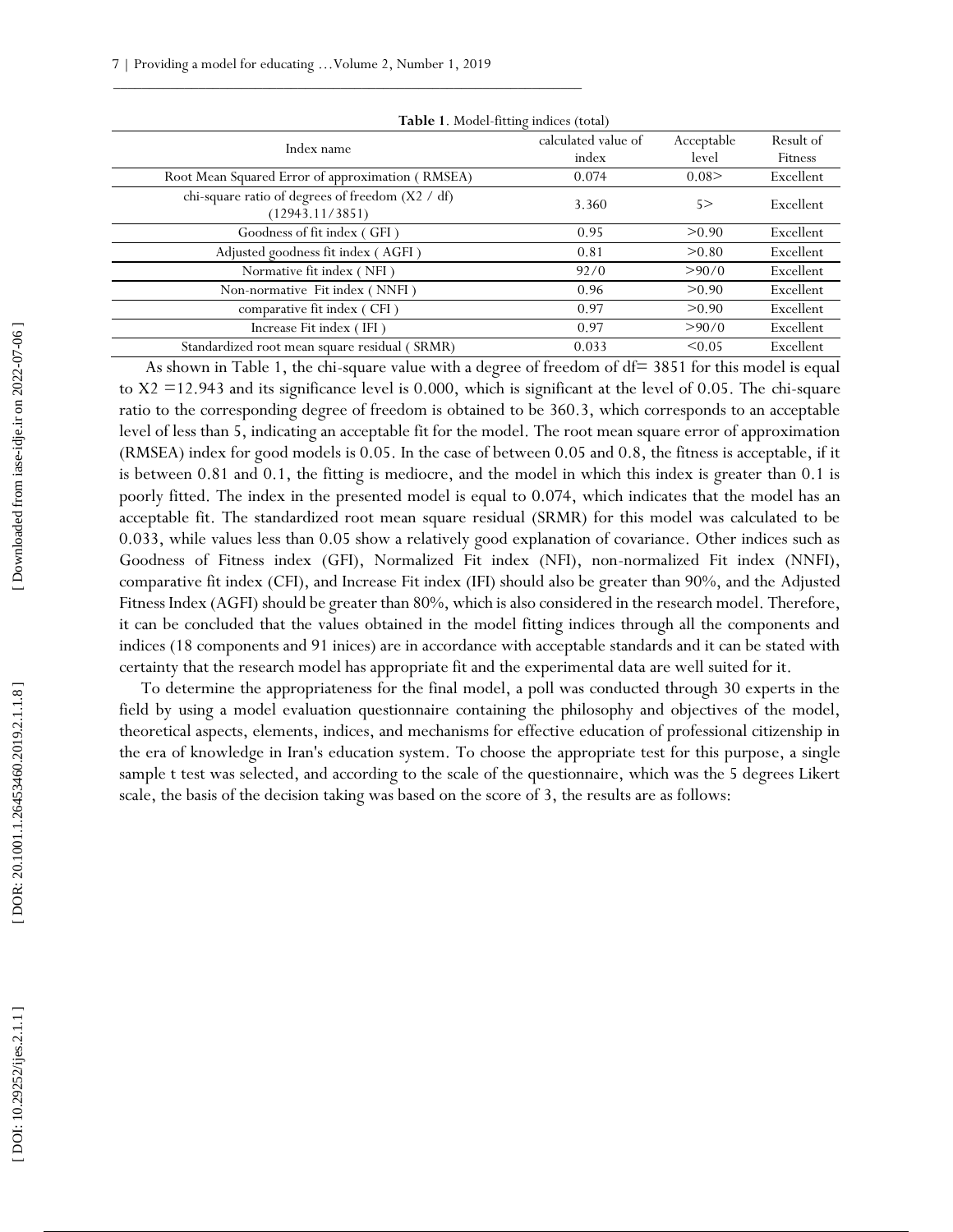**Table 1**. Model-fitting indices (total)

| Index name | calculated value of index | Acceptable level | Result of Fitness |
|---|---|---|---|
| Root Mean Squared Error of approximation ( RMSEA) | 0.074 | 0.08> | Excellent |
| chi-square ratio of degrees of freedom (X2 / df) (12943.11/3851) | 3.360 | 5> | Excellent |
| Goodness of fit index ( GFI ) | 0.95 | >0.90 | Excellent |
| Adjusted goodness fit index ( AGFI ) | 0.81 | >0.80 | Excellent |
| Normative fit index ( NFI ) | 92/0 | >90/0 | Excellent |
| Non-normative Fit index ( NNFI ) | 0.96 | >0.90 | Excellent |
| comparative fit index ( CFI ) | 0.97 | >0.90 | Excellent |
| Increase Fit index ( IFI ) | 0.97 | >90/0 | Excellent |
| Standardized root mean square residual ( SRMR) | 0.033 | <0.05 | Excellent |

As shown in Table 1, the chi-square value with a degree of freedom of df= 3851 for this model is equal to X2 =12.943 and its significance level is 0.000, which is significant at the level of 0.05. The chi-square ratio to the corresponding degree of freedom is obtained to be 360.3, which corresponds to an acceptable level of less than 5, indicating an acceptable fit for the model. The root mean square error of approximation (RMSEA) index for good models is 0.05. In the case of between 0.05 and 0.8, the fitness is acceptable, if it is between 0.81 and 0.1, the fitting is mediocre, and the model in which this index is greater than 0.1 is poorly fitted. The index in the presented model is equal to 0.074, which indicates that the model has an acceptable fit. The standardized root mean square residual (SRMR) for this model was calculated to be 0.033, while values less than 0.05 show a relatively good explanation of covariance. Other indices such as Goodness of Fitness index (GFI), Normalized Fit index (NFI), non-normalized Fit index (NNFI), comparative fit index (CFI), and Increase Fit index (IFI) should also be greater than 90%, and the Adjusted Fitness Index (AGFI) should be greater than 80%, which is also considered in the research model. Therefore, it can be concluded that the values obtained in the model fitting indices through all the components and indices (18 components and 91 inices) are in accordance with acceptable standards and it can be stated with certainty that the research model has appropriate fit and the experimental data are well suited for it.

To determine the appropriateness for the final model, a poll was conducted through 30 experts in the field by using a model evaluation questionnaire containing the philosophy and objectives of the model, theoretical aspects, elements, indices, and mechanisms for effective education of professional citizenship in the era of knowledge in Iran's education system. To choose the appropriate test for this purpose, a single sample t test was selected, and according to the scale of the questionnaire, which was the 5 degrees Likert scale, the basis of the decision taking was based on the score of 3, the results are as follows: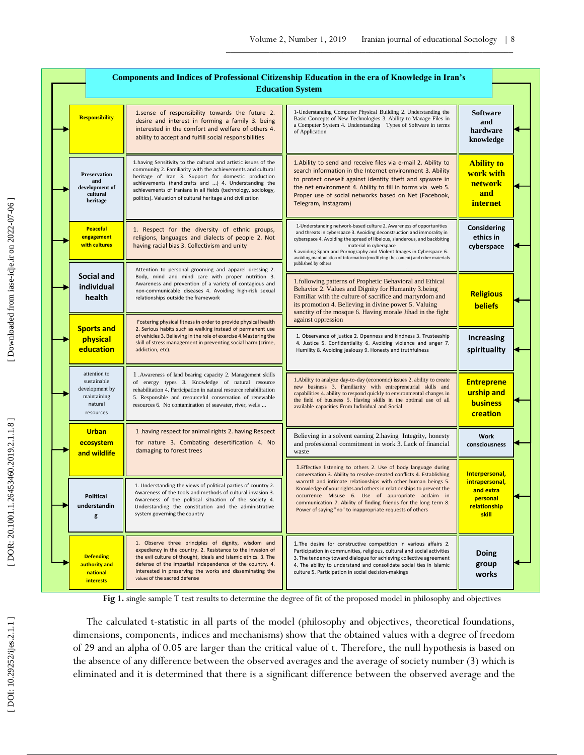**Components and Indices of Professional Citizenship Education in the era of Knowledge in Iran's Education System**

| Component | Indices | Indices | Component |
|---|---|---|---|
| Responsibility | 1.sense of responsibility towards the future 2. desire and interest in forming a family 3. being interested in the comfort and welfare of others 4. ability to accept and fulfill social responsibilities | 1-Understanding Computer Physical Building 2. Understanding the Basic Concepts of New Technologies 3. Ability to Manage Files in a Computer System 4. Understanding Types of Software in terms of Application | Software and hardware knowledge |
| Preservation and development of cultural heritage | 1.having Sensitivity to the cultural and artistic issues of the community 2. Familiarity with the achievements and cultural heritage of Iran 3. Support for domestic production achievements (handicrafts and ...) 4. Understanding the achievements of Iranians in all fields (technology, sociology, politics). Valuation of cultural heritage and civilization | 1.Ability to send and receive files via e-mail 2. Ability to search information in the Internet environment 3. Ability to protect oneself against identity theft and spyware in the net environment 4. Ability to fill in forms via web 5. Proper use of social networks based on Net (Facebook, Telegram, Instagram) | Ability to work with network and internet |
| Peaceful engagement with cultures | 1. Respect for the diversity of ethnic groups, religions, languages and dialects of people 2. Not having racial bias 3. Collectivism and unity | 1-Understanding network-based culture 2. Awareness of opportunities and threats in cyberspace 3. Avoiding deconstruction and immorality in cyberspace 4. Avoiding the spread of libelous, slanderous, and backbiting material in cyberspace 5.avoiding Spam and Pornography and Violent Images in Cyberspace 6. avoiding manipulation of information (modifying the content) and other materials published by others | Considering ethics in cyberspace |
| Social and individual health | Attention to personal grooming and apparel dressing 2. Body, mind and mind care with proper nutrition 3. Awareness and prevention of a variety of contagious and non-communicable diseases 4. Avoiding high-risk sexual relationships outside the framework | 1.following patterns of Prophetic Behavioral and Ethical Behavior 2. Values and Dignity for Humanity 3.being Familiar with the culture of sacrifice and martyrdom and its promotion 4. Believing in divine power 5. Valuing sanctity of the mosque 6. Having morale Jihad in the fight against oppression | Religious beliefs |
| Sports and physical education | Fostering physical fitness in order to provide physical health 2. Serious habits such as walking instead of permanent use of vehicles 3. Believing in the role of exercise 4.Mastering the skill of stress management in preventing social harm (crime, addiction, etc). | 1. Observance of justice 2. Openness and kindness 3. Trusteeship 4. Justice 5. Confidentiality 6. Avoiding violence and anger 7. Humility 8. Avoiding jealousy 9. Honesty and truthfulness | Increasing spirituality |
| attention to sustainable development by maintaining natural resources | 1 .Awareness of land bearing capacity 2. Management skills of energy types 3. Knowledge of natural resource rehabilitation 4. Participation in natural resource rehabilitation 5. Responsible and resourceful conservation of renewable resources 6. No contamination of seawater, river, wells ... | 1.Ability to analyze day-to-day (economic) issues 2. ability to create new business 3. Familiarity with entrepreneurial skills and capabilities 4. ability to respond quickly to environmental changes in the field of business 5. Having skills in the optimal use of all available capacities From Individual and Social | Entrepreneurship and business creation |
| Urban ecosystem and wildlife | 1 having respect for animal rights 2. having Respect for nature 3. Combating desertification 4. No damaging to forest trees | Believing in a solvent earning 2.having Integrity, honesty and professional commitment in work 3. Lack of financial waste | Work consciousness |
| Political understanding | 1. Understanding the views of political parties of country 2. Awareness of the tools and methods of cultural invasion 3. Awareness of the political situation of the society 4. Understanding the constitution and the administrative system governing the country | 1.Effective listening to others 2. Use of body language during conversation 3. Ability to resolve created conflicts 4. Establishing warmth and intimate relationships with other human beings 5. Knowledge of your rights and others in relationships to prevent the occurrence Misuse 6. Use of appropriate acclaim in communication 7. Ability of finding friends for the long term 8. Power of saying "no" to inappropriate requests of others | Interpersonal, intrapersonal, and extra personal relationship skill |
| Defending authority and national interests | 1. Observe three principles of dignity, wisdom and expediency in the country. 2. Resistance to the invasion of the evil culture of thought, ideals and Islamic ethics. 3. The defense of the impartial independence of the country. 4. Interested in preserving the works and disseminating the values of the sacred defense | 1.The desire for constructive competition in various affairs 2. Participation in communities, religious, cultural and social activities 3. The tendency toward dialogue for achieving collective agreement 4. The ability to understand and consolidate social ties in Islamic culture 5. Participation in social decision-makings | Doing group works |

**Fig 1.** single sample T test results to determine the degree of fit of the proposed model in philosophy and objectives

The calculated t-statistic in all parts of the model (philosophy and objectives, theoretical foundations, dimensions, components, indices and mechanisms) show that the obtained values with a degree of freedom of 29 and an alpha of 0.05 are larger than the critical value of t. Therefore, the null hypothesis is based on the absence of any difference between the observed averages and the average of society number (3) which is eliminated and it is determined that there is a significant difference between the observed average and the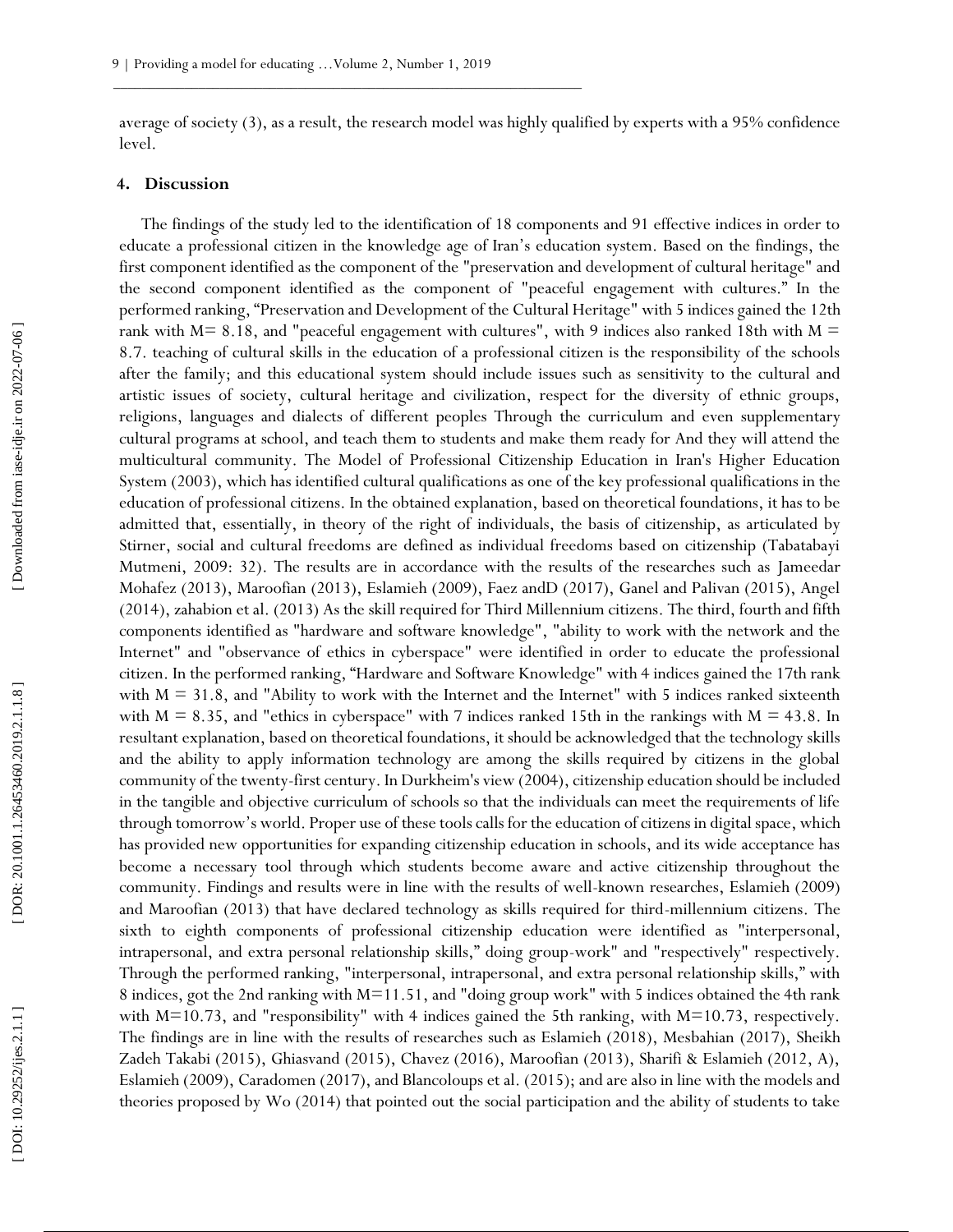average of society (3), as a result, the research model was highly qualified by experts with a 95% confidence level.

## 4. Discussion

The findings of the study led to the identification of 18 components and 91 effective indices in order to educate a professional citizen in the knowledge age of Iran's education system. Based on the findings, the first component identified as the component of the "preservation and development of cultural heritage" and the second component identified as the component of "peaceful engagement with cultures." In the performed ranking, "Preservation and Development of the Cultural Heritage" with 5 indices gained the 12th rank with M= 8.18, and "peaceful engagement with cultures", with 9 indices also ranked 18th with M = 8.7. teaching of cultural skills in the education of a professional citizen is the responsibility of the schools after the family; and this educational system should include issues such as sensitivity to the cultural and artistic issues of society, cultural heritage and civilization, respect for the diversity of ethnic groups, religions, languages and dialects of different peoples Through the curriculum and even supplementary cultural programs at school, and teach them to students and make them ready for And they will attend the multicultural community. The Model of Professional Citizenship Education in Iran's Higher Education System (2003), which has identified cultural qualifications as one of the key professional qualifications in the education of professional citizens. In the obtained explanation, based on theoretical foundations, it has to be admitted that, essentially, in theory of the right of individuals, the basis of citizenship, as articulated by Stirner, social and cultural freedoms are defined as individual freedoms based on citizenship (Tabatabayi Mutmeni, 2009: 32). The results are in accordance with the results of the researches such as Jameedar Mohafez (2013), Maroofian (2013), Eslamieh (2009), Faez andD (2017), Ganel and Palivan (2015), Angel (2014), zahabion et al. (2013) As the skill required for Third Millennium citizens. The third, fourth and fifth components identified as "hardware and software knowledge", "ability to work with the network and the Internet" and "observance of ethics in cyberspace" were identified in order to educate the professional citizen. In the performed ranking, "Hardware and Software Knowledge" with 4 indices gained the 17th rank with M = 31.8, and "Ability to work with the Internet and the Internet" with 5 indices ranked sixteenth with M = 8.35, and "ethics in cyberspace" with 7 indices ranked 15th in the rankings with M = 43.8. In resultant explanation, based on theoretical foundations, it should be acknowledged that the technology skills and the ability to apply information technology are among the skills required by citizens in the global community of the twenty-first century. In Durkheim's view (2004), citizenship education should be included in the tangible and objective curriculum of schools so that the individuals can meet the requirements of life through tomorrow's world. Proper use of these tools calls for the education of citizens in digital space, which has provided new opportunities for expanding citizenship education in schools, and its wide acceptance has become a necessary tool through which students become aware and active citizenship throughout the community. Findings and results were in line with the results of well-known researches, Eslamieh (2009) and Maroofian (2013) that have declared technology as skills required for third-millennium citizens. The sixth to eighth components of professional citizenship education were identified as "interpersonal, intrapersonal, and extra personal relationship skills," doing group-work" and "respectively" respectively. Through the performed ranking, "interpersonal, intrapersonal, and extra personal relationship skills," with 8 indices, got the 2nd ranking with M=11.51, and "doing group work" with 5 indices obtained the 4th rank with M=10.73, and "responsibility" with 4 indices gained the 5th ranking, with M=10.73, respectively. The findings are in line with the results of researches such as Eslamieh (2018), Mesbahian (2017), Sheikh Zadeh Takabi (2015), Ghiasvand (2015), Chavez (2016), Maroofian (2013), Sharifi & Eslamieh (2012, A), Eslamieh (2009), Caradomen (2017), and Blancoloups et al. (2015); and are also in line with the models and theories proposed by Wo (2014) that pointed out the social participation and the ability of students to take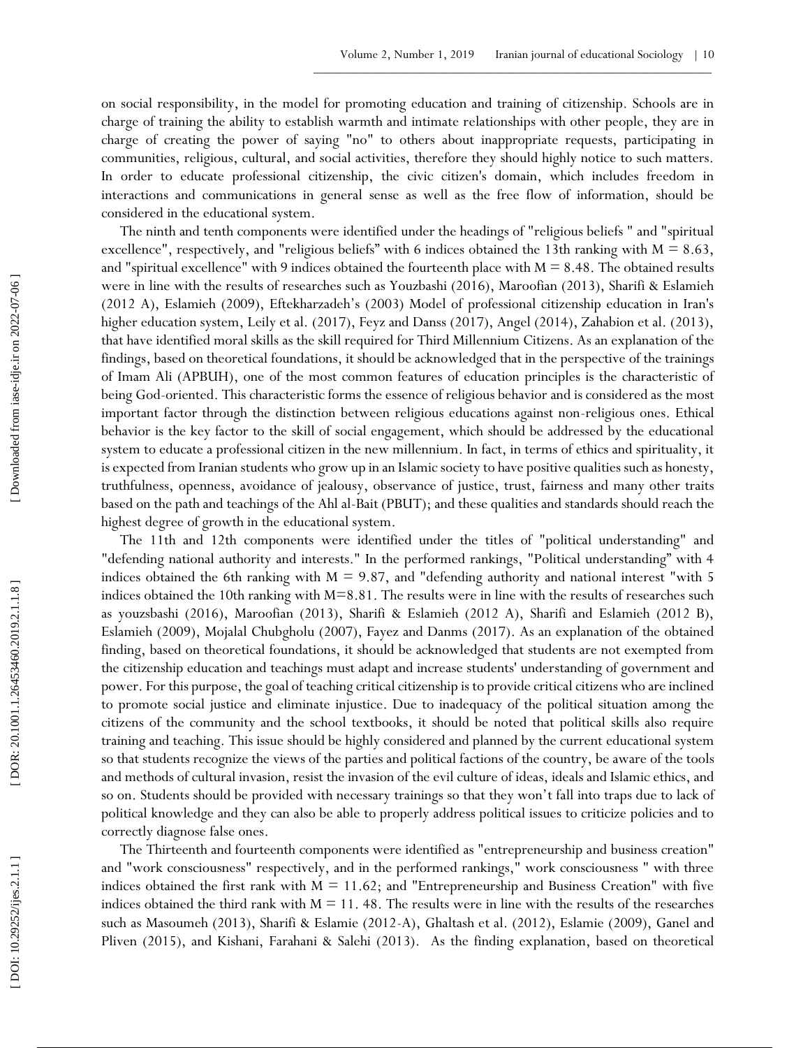on social responsibility, in the model for promoting education and training of citizenship. Schools are in charge of training the ability to establish warmth and intimate relationships with other people, they are in charge of creating the power of saying "no" to others about inappropriate requests, participating in communities, religious, cultural, and social activities, therefore they should highly notice to such matters. In order to educate professional citizenship, the civic citizen's domain, which includes freedom in interactions and communications in general sense as well as the free flow of information, should be considered in the educational system.

The ninth and tenth components were identified under the headings of "religious beliefs " and "spiritual excellence", respectively, and "religious beliefs" with 6 indices obtained the 13th ranking with $M = 8.63$, and "spiritual excellence" with 9 indices obtained the fourteenth place with $M = 8.48$. The obtained results were in line with the results of researches such as Youzbashi (2016), Maroofian (2013), Sharifi & Eslamieh (2012 A), Eslamieh (2009), Eftekharzadeh's (2003) Model of professional citizenship education in Iran's higher education system, Leily et al. (2017), Feyz and Danss (2017), Angel (2014), Zahabion et al. (2013), that have identified moral skills as the skill required for Third Millennium Citizens. As an explanation of the findings, based on theoretical foundations, it should be acknowledged that in the perspective of the trainings of Imam Ali (APBUH), one of the most common features of education principles is the characteristic of being God-oriented. This characteristic forms the essence of religious behavior and is considered as the most important factor through the distinction between religious educations against non-religious ones. Ethical behavior is the key factor to the skill of social engagement, which should be addressed by the educational system to educate a professional citizen in the new millennium. In fact, in terms of ethics and spirituality, it is expected from Iranian students who grow up in an Islamic society to have positive qualities such as honesty, truthfulness, openness, avoidance of jealousy, observance of justice, trust, fairness and many other traits based on the path and teachings of the Ahl al-Bait (PBUT); and these qualities and standards should reach the highest degree of growth in the educational system.

The 11th and 12th components were identified under the titles of "political understanding" and "defending national authority and interests." In the performed rankings, "Political understanding" with 4 indices obtained the 6th ranking with $M = 9.87$, and "defending authority and national interest "with 5 indices obtained the 10th ranking with $M=8.81$. The results were in line with the results of researches such as youzsbashi (2016), Maroofian (2013), Sharifi & Eslamieh (2012 A), Sharifi and Eslamieh (2012 B), Eslamieh (2009), Mojalal Chubgholu (2007), Fayez and Danms (2017). As an explanation of the obtained finding, based on theoretical foundations, it should be acknowledged that students are not exempted from the citizenship education and teachings must adapt and increase students' understanding of government and power. For this purpose, the goal of teaching critical citizenship is to provide critical citizens who are inclined to promote social justice and eliminate injustice. Due to inadequacy of the political situation among the citizens of the community and the school textbooks, it should be noted that political skills also require training and teaching. This issue should be highly considered and planned by the current educational system so that students recognize the views of the parties and political factions of the country, be aware of the tools and methods of cultural invasion, resist the invasion of the evil culture of ideas, ideals and Islamic ethics, and so on. Students should be provided with necessary trainings so that they won't fall into traps due to lack of political knowledge and they can also be able to properly address political issues to criticize policies and to correctly diagnose false ones.

The Thirteenth and fourteenth components were identified as "entrepreneurship and business creation" and "work consciousness" respectively, and in the performed rankings," work consciousness " with three indices obtained the first rank with $M = 11.62$; and "Entrepreneurship and Business Creation" with five indices obtained the third rank with $M = 11.48$. The results were in line with the results of the researches such as Masoumeh (2013), Sharifi & Eslamie (2012-A), Ghaltash et al. (2012), Eslamie (2009), Ganel and Pliven (2015), and Kishani, Farahani & Salehi (2013). As the finding explanation, based on theoretical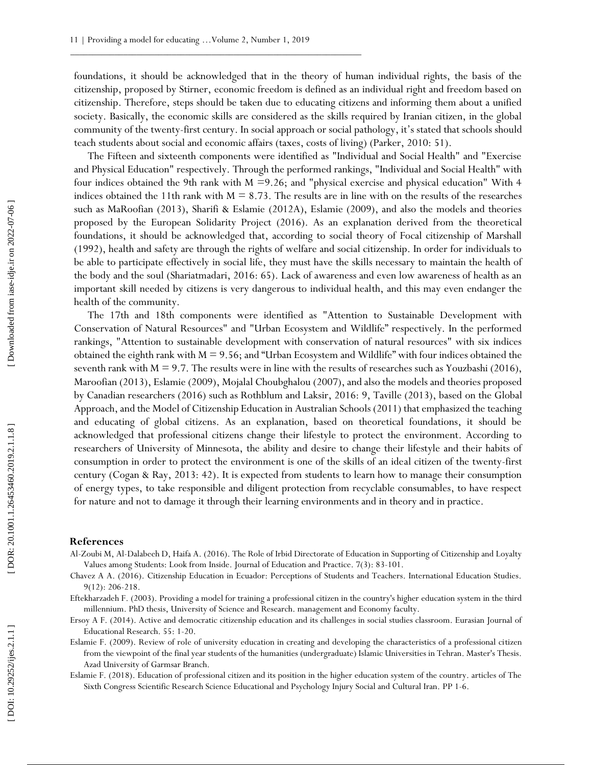foundations, it should be acknowledged that in the theory of human individual rights, the basis of the citizenship, proposed by Stirner, economic freedom is defined as an individual right and freedom based on citizenship. Therefore, steps should be taken due to educating citizens and informing them about a unified society. Basically, the economic skills are considered as the skills required by Iranian citizen, in the global community of the twenty-first century. In social approach or social pathology, it's stated that schools should teach students about social and economic affairs (taxes, costs of living) (Parker, 2010: 51).

The Fifteen and sixteenth components were identified as "Individual and Social Health" and "Exercise and Physical Education" respectively. Through the performed rankings, "Individual and Social Health" with four indices obtained the 9th rank with M =9.26; and "physical exercise and physical education" With 4 indices obtained the 11th rank with M = 8.73. The results are in line with on the results of the researches such as MaRoofian (2013), Sharifi & Eslamie (2012A), Eslamie (2009), and also the models and theories proposed by the European Solidarity Project (2016). As an explanation derived from the theoretical foundations, it should be acknowledged that, according to social theory of Focal citizenship of Marshall (1992), health and safety are through the rights of welfare and social citizenship. In order for individuals to be able to participate effectively in social life, they must have the skills necessary to maintain the health of the body and the soul (Shariatmadari, 2016: 65). Lack of awareness and even low awareness of health as an important skill needed by citizens is very dangerous to individual health, and this may even endanger the health of the community.

The 17th and 18th components were identified as "Attention to Sustainable Development with Conservation of Natural Resources" and "Urban Ecosystem and Wildlife" respectively. In the performed rankings, "Attention to sustainable development with conservation of natural resources" with six indices obtained the eighth rank with M = 9.56; and "Urban Ecosystem and Wildlife" with four indices obtained the seventh rank with M = 9.7. The results were in line with the results of researches such as Youzbashi (2016), Maroofian (2013), Eslamie (2009), Mojalal Choubghalou (2007), and also the models and theories proposed by Canadian researchers (2016) such as Rothblum and Laksir, 2016: 9, Taville (2013), based on the Global Approach, and the Model of Citizenship Education in Australian Schools (2011) that emphasized the teaching and educating of global citizens. As an explanation, based on theoretical foundations, it should be acknowledged that professional citizens change their lifestyle to protect the environment. According to researchers of University of Minnesota, the ability and desire to change their lifestyle and their habits of consumption in order to protect the environment is one of the skills of an ideal citizen of the twenty-first century (Cogan & Ray, 2013: 42). It is expected from students to learn how to manage their consumption of energy types, to take responsible and diligent protection from recyclable consumables, to have respect for nature and not to damage it through their learning environments and in theory and in practice.

## References

Al-Zoubi M, Al-Dalabeeh D, Haifa A. (2016). The Role of Irbid Directorate of Education in Supporting of Citizenship and Loyalty Values among Students: Look from Inside. Journal of Education and Practice. 7(3): 83-101.

Chavez A A. (2016). Citizenship Education in Ecuador: Perceptions of Students and Teachers. International Education Studies. 9(12): 206-218.

Eftekharzadeh F. (2003). Providing a model for training a professional citizen in the country's higher education system in the third millennium. PhD thesis, University of Science and Research. management and Economy faculty.

Ersoy A F. (2014). Active and democratic citizenship education and its challenges in social studies classroom. Eurasian Journal of Educational Research. 55: 1-20.

Eslamie F. (2009). Review of role of university education in creating and developing the characteristics of a professional citizen from the viewpoint of the final year students of the humanities (undergraduate) Islamic Universities in Tehran. Master's Thesis. Azad University of Garmsar Branch.

Eslamie F. (2018). Education of professional citizen and its position in the higher education system of the country. articles of The Sixth Congress Scientific Research Science Educational and Psychology Injury Social and Cultural Iran. PP 1-6.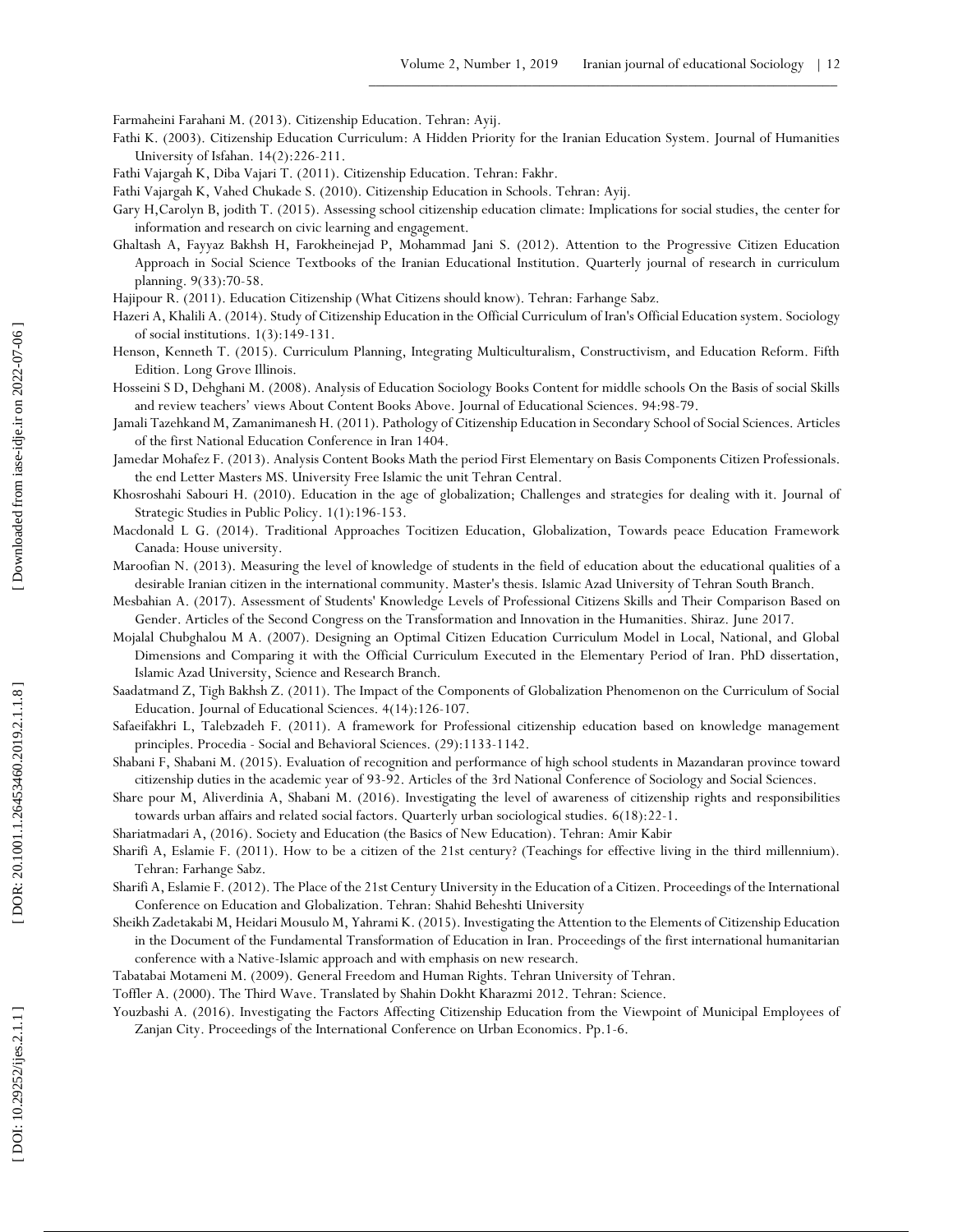Farmaheini Farahani M. (2013). Citizenship Education. Tehran: Ayij.

Fathi K. (2003). Citizenship Education Curriculum: A Hidden Priority for the Iranian Education System. Journal of Humanities University of Isfahan. 14(2):226-211.

Fathi Vajargah K, Diba Vajari T. (2011). Citizenship Education. Tehran: Fakhr.

Fathi Vajargah K, Vahed Chukade S. (2010). Citizenship Education in Schools. Tehran: Ayij.

Gary H,Carolyn B, jodith T. (2015). Assessing school citizenship education climate: Implications for social studies, the center for information and research on civic learning and engagement.

Ghaltash A, Fayyaz Bakhsh H, Farokheinejad P, Mohammad Jani S. (2012). Attention to the Progressive Citizen Education Approach in Social Science Textbooks of the Iranian Educational Institution. Quarterly journal of research in curriculum planning. 9(33):70-58.

Hajipour R. (2011). Education Citizenship (What Citizens should know). Tehran: Farhange Sabz.

Hazeri A, Khalili A. (2014). Study of Citizenship Education in the Official Curriculum of Iran's Official Education system. Sociology of social institutions. 1(3):149-131.

Henson, Kenneth T. (2015). Curriculum Planning, Integrating Multiculturalism, Constructivism, and Education Reform. Fifth Edition. Long Grove Illinois.

Hosseini S D, Dehghani M. (2008). Analysis of Education Sociology Books Content for middle schools On the Basis of social Skills and review teachers' views About Content Books Above. Journal of Educational Sciences. 94:98-79.

Jamali Tazehkand M, Zamanimanesh H. (2011). Pathology of Citizenship Education in Secondary School of Social Sciences. Articles of the first National Education Conference in Iran 1404.

Jamedar Mohafez F. (2013). Analysis Content Books Math the period First Elementary on Basis Components Citizen Professionals. the end Letter Masters MS. University Free Islamic the unit Tehran Central.

Khosroshahi Sabouri H. (2010). Education in the age of globalization; Challenges and strategies for dealing with it. Journal of Strategic Studies in Public Policy. 1(1):196-153.

Macdonald L G. (2014). Traditional Approaches Tocitizen Education, Globalization, Towards peace Education Framework Canada: House university.

Maroofian N. (2013). Measuring the level of knowledge of students in the field of education about the educational qualities of a desirable Iranian citizen in the international community. Master's thesis. Islamic Azad University of Tehran South Branch.

Mesbahian A. (2017). Assessment of Students' Knowledge Levels of Professional Citizens Skills and Their Comparison Based on Gender. Articles of the Second Congress on the Transformation and Innovation in the Humanities. Shiraz. June 2017.

Mojalal Chubghalou M A. (2007). Designing an Optimal Citizen Education Curriculum Model in Local, National, and Global Dimensions and Comparing it with the Official Curriculum Executed in the Elementary Period of Iran. PhD dissertation, Islamic Azad University, Science and Research Branch.

Saadatmand Z, Tigh Bakhsh Z. (2011). The Impact of the Components of Globalization Phenomenon on the Curriculum of Social Education. Journal of Educational Sciences. 4(14):126-107.

Safaeifakhri L, Talebzadeh F. (2011). A framework for Professional citizenship education based on knowledge management principles. Procedia - Social and Behavioral Sciences. (29):1133-1142.

Shabani F, Shabani M. (2015). Evaluation of recognition and performance of high school students in Mazandaran province toward citizenship duties in the academic year of 93-92. Articles of the 3rd National Conference of Sociology and Social Sciences.

Share pour M, Aliverdinia A, Shabani M. (2016). Investigating the level of awareness of citizenship rights and responsibilities towards urban affairs and related social factors. Quarterly urban sociological studies. 6(18):22-1.

Shariatmadari A, (2016). Society and Education (the Basics of New Education). Tehran: Amir Kabir

Sharifi A, Eslamie F. (2011). How to be a citizen of the 21st century? (Teachings for effective living in the third millennium). Tehran: Farhange Sabz.

Sharifi A, Eslamie F. (2012). The Place of the 21st Century University in the Education of a Citizen. Proceedings of the International Conference on Education and Globalization. Tehran: Shahid Beheshti University

Sheikh Zadetakabi M, Heidari Mousulo M, Yahrami K. (2015). Investigating the Attention to the Elements of Citizenship Education in the Document of the Fundamental Transformation of Education in Iran. Proceedings of the first international humanitarian conference with a Native-Islamic approach and with emphasis on new research.

Tabatabai Motameni M. (2009). General Freedom and Human Rights. Tehran University of Tehran.

Toffler A. (2000). The Third Wave. Translated by Shahin Dokht Kharazmi 2012. Tehran: Science.

Youzbashi A. (2016). Investigating the Factors Affecting Citizenship Education from the Viewpoint of Municipal Employees of Zanjan City. Proceedings of the International Conference on Urban Economics. Pp.1-6.